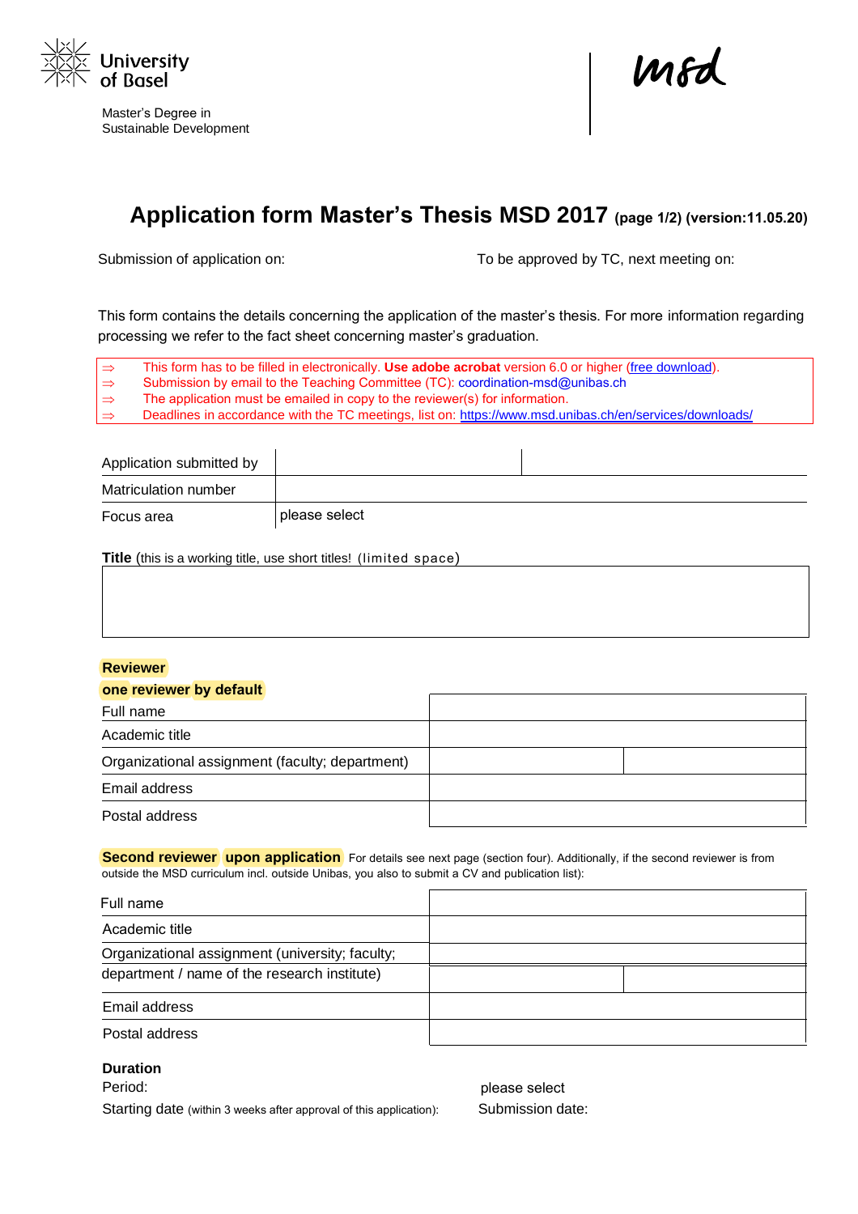University of Basel

Master's Degree in Sustainable Development

msd

# Application form Master's Thesis MSD 2017 (page 1/2) (version:11.05.20)

Submission of application on:

To be approved by TC, next meeting on:

This form contains the details concerning the application of the master's thesis. For more information regarding processing we refer to the fact sheet concerning master's graduation.

- ⇒ This form has to be filled in electronically. **Use adobe acrobat** version 6.0 or higher (free download).
- ⇒ Submission by email to the Teaching Committee (TC): coordination-msd@unibas.ch
- ⇒ The application must be emailed in copy to the reviewer(s) for information.
- ⇒ Deadlines in accordance with the TC meetings, list on: https://www.msd.unibas.ch/en/services/downloads/

| | | |
|---|---|---|
| Application submitted by | | |
| Matriculation number | | |
| Focus area | please select | |

**Title** (this is a working title, use short titles! (limited space)

| |
|---|
| |

**Reviewer**

**one reviewer by default**

| | | |
|---|---|---|
| Full name | | |
| Academic title | | |
| Organizational assignment (faculty; department) | | |
| Email address | | |
| Postal address | | |

**Second reviewer** **upon application** For details see next page (section four). Additionally, if the second reviewer is from outside the MSD curriculum incl. outside Unibas, you also to submit a CV and publication list):

| | | |
|---|---|---|
| Full name | | |
| Academic title | | |
| Organizational assignment (university; faculty; department / name of the research institute) | | |
| Email address | | |
| Postal address | | |

**Duration**

Period: please select

Starting date (within 3 weeks after approval of this application):

Submission date: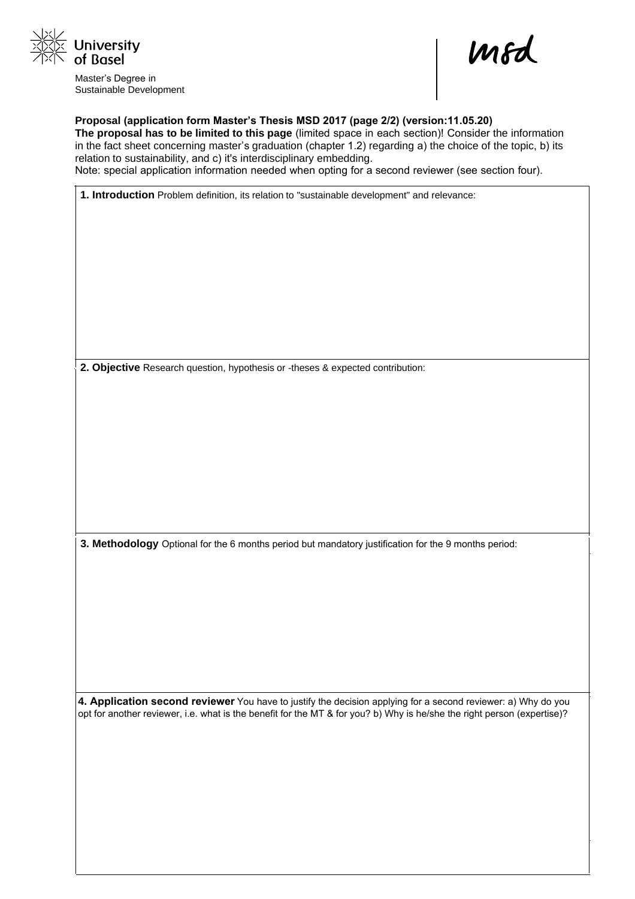University of Basel

Master's Degree in Sustainable Development

msd

**Proposal (application form Master's Thesis MSD 2017 (page 2/2) (version:11.05.20)**

**The proposal has to be limited to this page** (limited space in each section)! Consider the information in the fact sheet concerning master's graduation (chapter 1.2) regarding a) the choice of the topic, b) its relation to sustainability, and c) it's interdisciplinary embedding.

Note: special application information needed when opting for a second reviewer (see section four).

**1. Introduction** Problem definition, its relation to "sustainable development" and relevance:

**2. Objective** Research question, hypothesis or -theses & expected contribution:

**3. Methodology** Optional for the 6 months period but mandatory justification for the 9 months period:

**4. Application second reviewer** You have to justify the decision applying for a second reviewer: a) Why do you opt for another reviewer, i.e. what is the benefit for the MT & for you? b) Why is he/she the right person (expertise)?